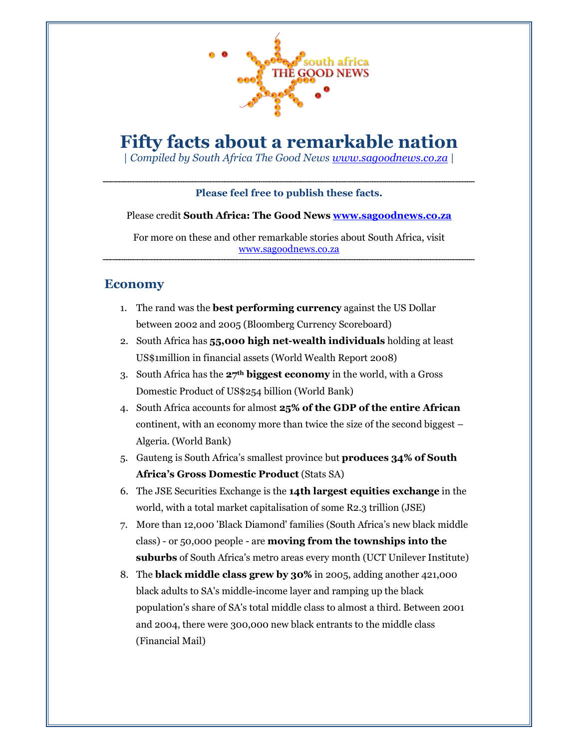# Fifty facts about a remarkable nation

*| Compiled by South Africa The Good News [www.sagoodnews.co.za](http://www.sagoodnews.co.za) |*

---

**Please feel free to publish these facts.**

Please credit **South Africa: The Good News [www.sagoodnews.co.za](http://www.sagoodnews.co.za)**

For more on these and other remarkable stories about South Africa, visit [www.sagoodnews.co.za](http://www.sagoodnews.co.za)

---

## Economy

1. The rand was the **best performing currency** against the US Dollar between 2002 and 2005 (Bloomberg Currency Scoreboard)
2. South Africa has **55,000 high net-wealth individuals** holding at least US$1million in financial assets (World Wealth Report 2008)
3. South Africa has the **27th biggest economy** in the world, with a Gross Domestic Product of US$254 billion (World Bank)
4. South Africa accounts for almost **25% of the GDP of the entire African** continent, with an economy more than twice the size of the second biggest – Algeria. (World Bank)
5. Gauteng is South Africa's smallest province but **produces 34% of South Africa's Gross Domestic Product** (Stats SA)
6. The JSE Securities Exchange is the **14th largest equities exchange** in the world, with a total market capitalisation of some R2.3 trillion (JSE)
7. More than 12,000 'Black Diamond' families (South Africa's new black middle class) - or 50,000 people - are **moving from the townships into the suburbs** of South Africa's metro areas every month (UCT Unilever Institute)
8. The **black middle class grew by 30%** in 2005, adding another 421,000 black adults to SA's middle-income layer and ramping up the black population's share of SA's total middle class to almost a third. Between 2001 and 2004, there were 300,000 new black entrants to the middle class (Financial Mail)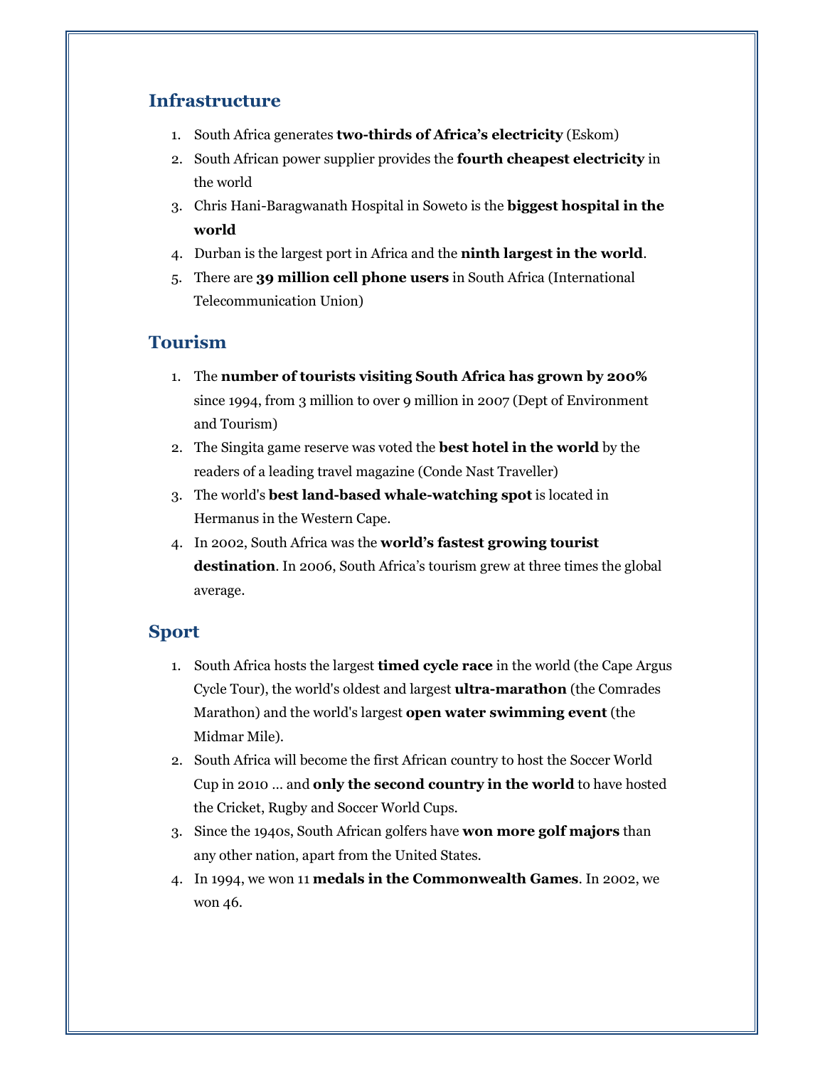## Infrastructure

1. South Africa generates **two-thirds of Africa's electricity** (Eskom)
2. South African power supplier provides the **fourth cheapest electricity** in the world
3. Chris Hani-Baragwanath Hospital in Soweto is the **biggest hospital in the world**
4. Durban is the largest port in Africa and the **ninth largest in the world**.
5. There are **39 million cell phone users** in South Africa (International Telecommunication Union)

## Tourism

1. The **number of tourists visiting South Africa has grown by 200%** since 1994, from 3 million to over 9 million in 2007 (Dept of Environment and Tourism)
2. The Singita game reserve was voted the **best hotel in the world** by the readers of a leading travel magazine (Conde Nast Traveller)
3. The world's **best land-based whale-watching spot** is located in Hermanus in the Western Cape.
4. In 2002, South Africa was the **world's fastest growing tourist destination**. In 2006, South Africa's tourism grew at three times the global average.

## Sport

1. South Africa hosts the largest **timed cycle race** in the world (the Cape Argus Cycle Tour), the world's oldest and largest **ultra-marathon** (the Comrades Marathon) and the world's largest **open water swimming event** (the Midmar Mile).
2. South Africa will become the first African country to host the Soccer World Cup in 2010 … and **only the second country in the world** to have hosted the Cricket, Rugby and Soccer World Cups.
3. Since the 1940s, South African golfers have **won more golf majors** than any other nation, apart from the United States.
4. In 1994, we won 11 **medals in the Commonwealth Games**. In 2002, we won 46.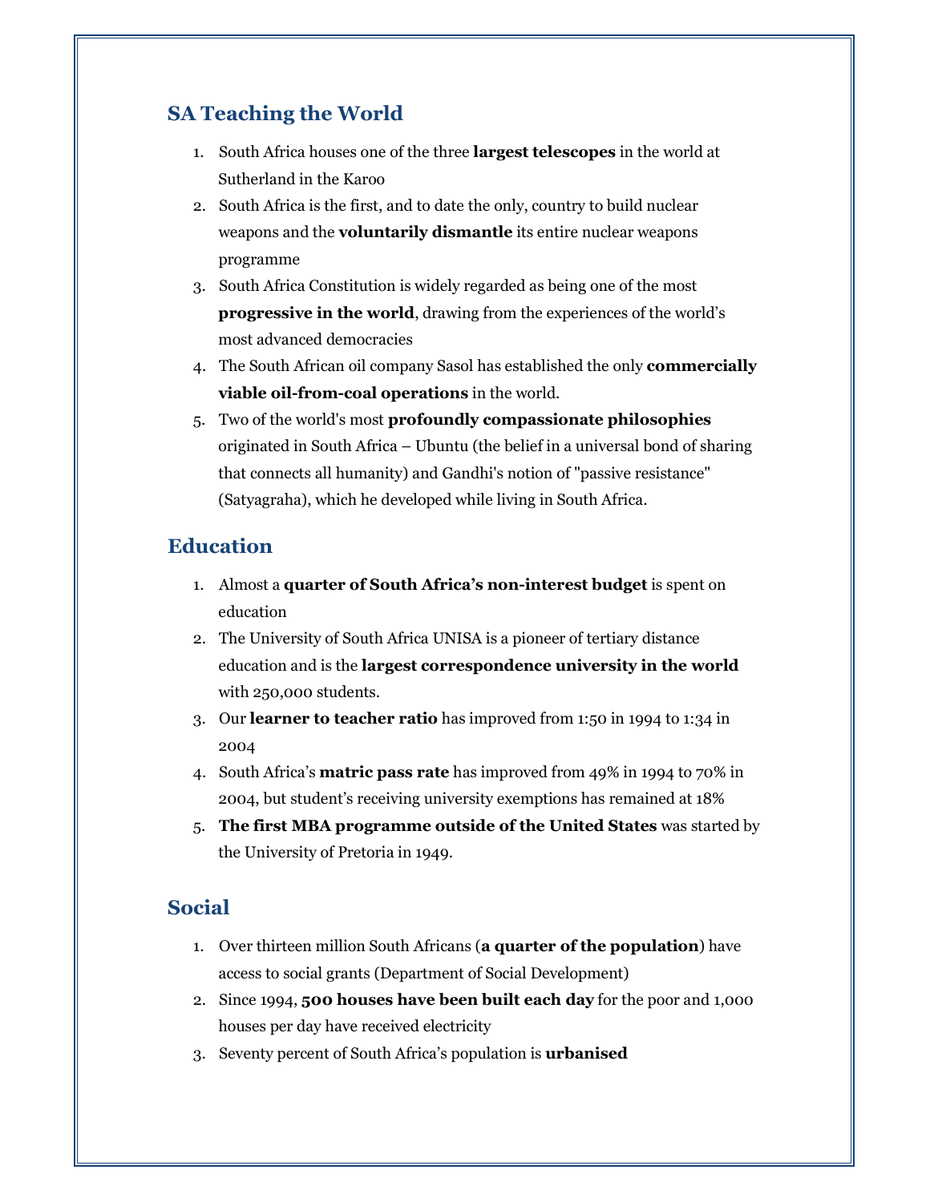## SA Teaching the World

1. South Africa houses one of the three **largest telescopes** in the world at Sutherland in the Karoo
2. South Africa is the first, and to date the only, country to build nuclear weapons and the **voluntarily dismantle** its entire nuclear weapons programme
3. South Africa Constitution is widely regarded as being one of the most **progressive in the world**, drawing from the experiences of the world's most advanced democracies
4. The South African oil company Sasol has established the only **commercially viable oil-from-coal operations** in the world.
5. Two of the world's most **profoundly compassionate philosophies** originated in South Africa – Ubuntu (the belief in a universal bond of sharing that connects all humanity) and Gandhi's notion of "passive resistance" (Satyagraha), which he developed while living in South Africa.

## Education

1. Almost a **quarter of South Africa's non-interest budget** is spent on education
2. The University of South Africa UNISA is a pioneer of tertiary distance education and is the **largest correspondence university in the world** with 250,000 students.
3. Our **learner to teacher ratio** has improved from 1:50 in 1994 to 1:34 in 2004
4. South Africa's **matric pass rate** has improved from 49% in 1994 to 70% in 2004, but student's receiving university exemptions has remained at 18%
5. **The first MBA programme outside of the United States** was started by the University of Pretoria in 1949.

## Social

1. Over thirteen million South Africans (**a quarter of the population**) have access to social grants (Department of Social Development)
2. Since 1994, **500 houses have been built each day** for the poor and 1,000 houses per day have received electricity
3. Seventy percent of South Africa's population is **urbanised**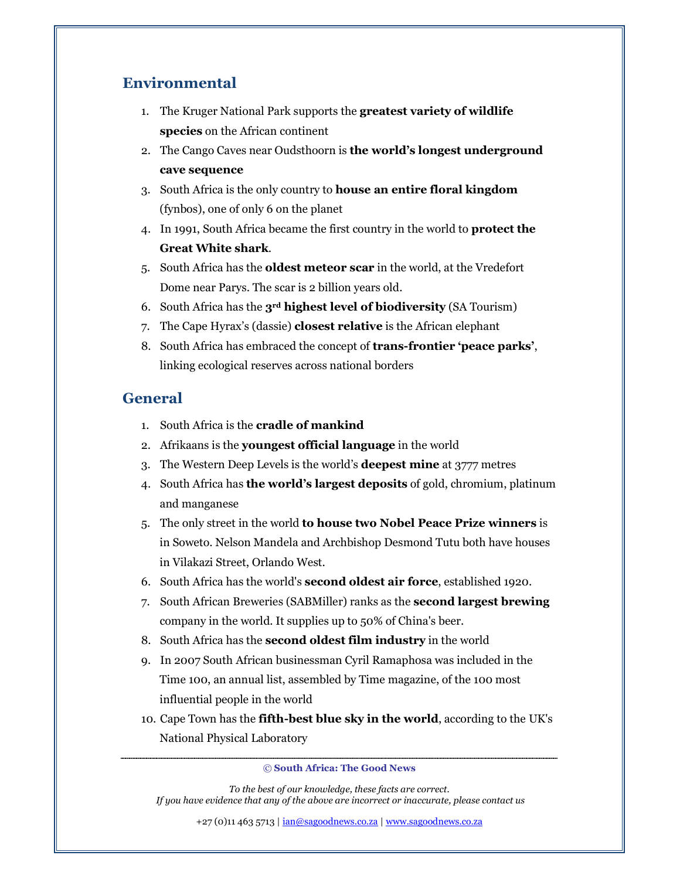## Environmental

1. The Kruger National Park supports the **greatest variety of wildlife species** on the African continent
2. The Cango Caves near Oudsthoorn is **the world's longest underground cave sequence**
3. South Africa is the only country to **house an entire floral kingdom** (fynbos), one of only 6 on the planet
4. In 1991, South Africa became the first country in the world to **protect the Great White shark**.
5. South Africa has the **oldest meteor scar** in the world, at the Vredefort Dome near Parys. The scar is 2 billion years old.
6. South Africa has the **3rd highest level of biodiversity** (SA Tourism)
7. The Cape Hyrax's (dassie) **closest relative** is the African elephant
8. South Africa has embraced the concept of **trans-frontier 'peace parks'**, linking ecological reserves across national borders

## General

1. South Africa is the **cradle of mankind**
2. Afrikaans is the **youngest official language** in the world
3. The Western Deep Levels is the world's **deepest mine** at 3777 metres
4. South Africa has **the world's largest deposits** of gold, chromium, platinum and manganese
5. The only street in the world **to house two Nobel Peace Prize winners** is in Soweto. Nelson Mandela and Archbishop Desmond Tutu both have houses in Vilakazi Street, Orlando West.
6. South Africa has the world's **second oldest air force**, established 1920.
7. South African Breweries (SABMiller) ranks as the **second largest brewing** company in the world. It supplies up to 50% of China's beer.
8. South Africa has the **second oldest film industry** in the world
9. In 2007 South African businessman Cyril Ramaphosa was included in the Time 100, an annual list, assembled by Time magazine, of the 100 most influential people in the world
10. Cape Town has the **fifth-best blue sky in the world**, according to the UK's National Physical Laboratory

**© South Africa: The Good News**

*To the best of our knowledge, these facts are correct.*
*If you have evidence that any of the above are incorrect or inaccurate, please contact us*

+27 (0)11 463 5713 | ian@sagoodnews.co.za | www.sagoodnews.co.za